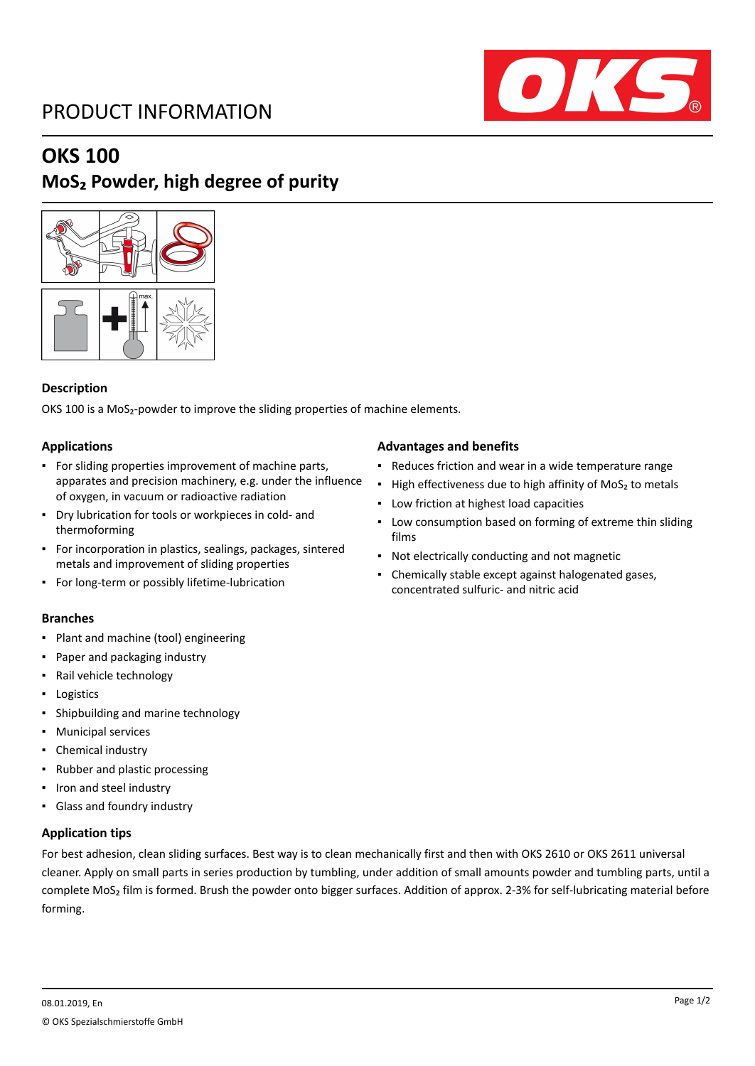PRODUCT INFORMATION

# OKS 100

## $MoS_2$ Powder, high degree of purity

### Description

OKS 100 is a $MoS_2$-powder to improve the sliding properties of machine elements.

### Applications

- For sliding properties improvement of machine parts, apparates and precision machinery, e.g. under the influence of oxygen, in vacuum or radioactive radiation
- Dry lubrication for tools or workpieces in cold- and thermoforming
- For incorporation in plastics, sealings, packages, sintered metals and improvement of sliding properties
- For long-term or possibly lifetime-lubrication

### Advantages and benefits

- Reduces friction and wear in a wide temperature range
- High effectiveness due to high affinity of $MoS_2$ to metals
- Low friction at highest load capacities
- Low consumption based on forming of extreme thin sliding films
- Not electrically conducting and not magnetic
- Chemically stable except against halogenated gases, concentrated sulfuric- and nitric acid

### Branches

- Plant and machine (tool) engineering
- Paper and packaging industry
- Rail vehicle technology
- Logistics
- Shipbuilding and marine technology
- Municipal services
- Chemical industry
- Rubber and plastic processing
- Iron and steel industry
- Glass and foundry industry

### Application tips

For best adhesion, clean sliding surfaces. Best way is to clean mechanically first and then with OKS 2610 or OKS 2611 universal cleaner. Apply on small parts in series production by tumbling, under addition of small amounts powder and tumbling parts, until a complete $MoS_2$ film is formed. Brush the powder onto bigger surfaces. Addition of approx. 2-3% for self-lubricating material before forming.

08.01.2019, En

© OKS Spezialschmierstoffe GmbH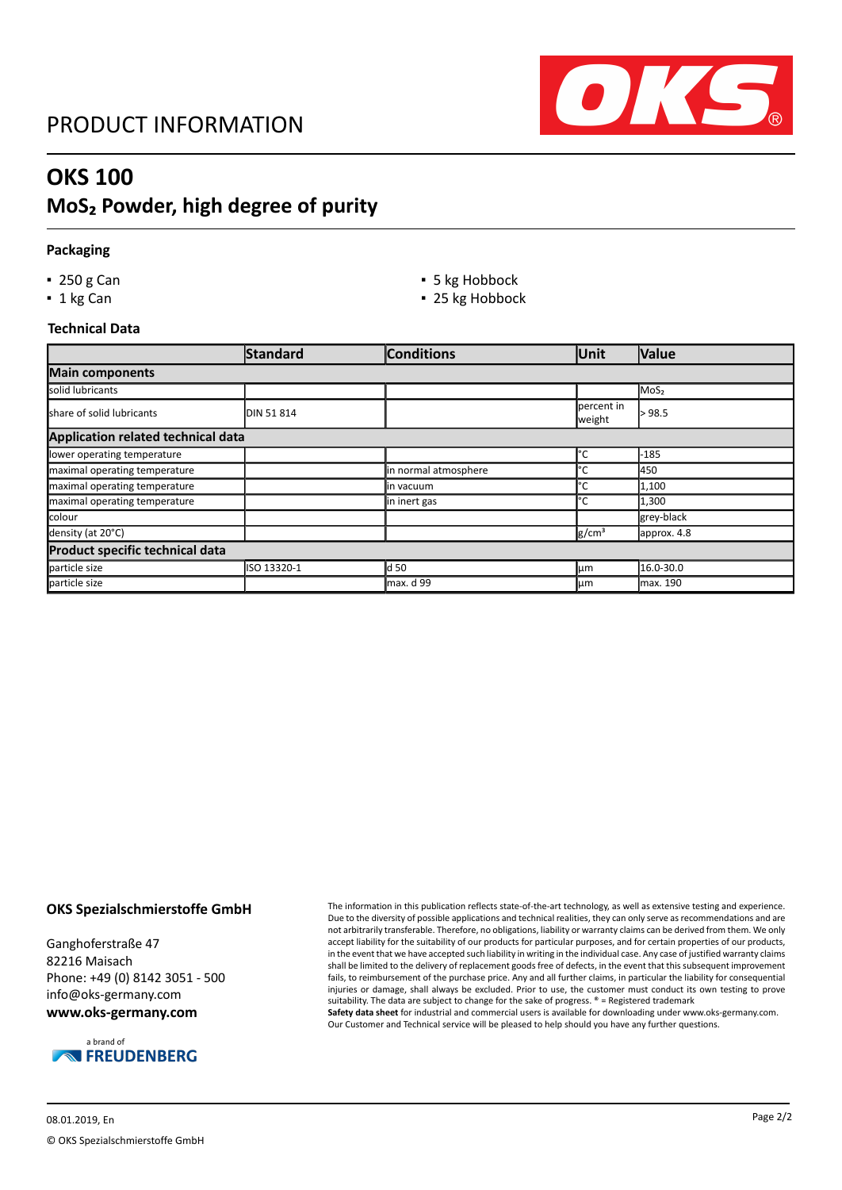# PRODUCT INFORMATION

## OKS 100

## $MoS_2$ Powder, high degree of purity

### Packaging

- 250 g Can
- 1 kg Can
- 5 kg Hobbock
- 25 kg Hobbock

### Technical Data

| | Standard | Conditions | Unit | Value |
|---|---|---|---|---|
| **Main components** | | | | |
| solid lubricants | | | | $MoS_2$ |
| share of solid lubricants | DIN 51 814 | | percent in weight | > 98.5 |
| **Application related technical data** | | | | |
| lower operating temperature | | | °C | -185 |
| maximal operating temperature | | in normal atmosphere | °C | 450 |
| maximal operating temperature | | in vacuum | °C | 1,100 |
| maximal operating temperature | | in inert gas | °C | 1,300 |
| colour | | | | grey-black |
| density (at 20°C) | | | $g/cm^3$ | approx. 4.8 |
| **Product specific technical data** | | | | |
| particle size | ISO 13320-1 | d 50 | µm | 16.0-30.0 |
| particle size | | max. d 99 | µm | max. 190 |

**OKS Spezialschmierstoffe GmbH**

Ganghoferstraße 47
82216 Maisach
Phone: +49 (0) 8142 3051 - 500
info@oks-germany.com
**www.oks-germany.com**

a brand of FREUDENBERG

The information in this publication reflects state-of-the-art technology, as well as extensive testing and experience. Due to the diversity of possible applications and technical realities, they can only serve as recommendations and are not arbitrarily transferable. Therefore, no obligations, liability or warranty claims can be derived from them. We only accept liability for the suitability of our products for particular purposes, and for certain properties of our products, in the event that we have accepted such liability in writing in the individual case. Any case of justified warranty claims shall be limited to the delivery of replacement goods free of defects, in the event that this subsequent improvement fails, to reimbursement of the purchase price. Any and all further claims, in particular the liability for consequential injuries or damage, shall always be excluded. Prior to use, the customer must conduct its own testing to prove suitability. The data are subject to change for the sake of progress. ® = Registered trademark
**Safety data sheet** for industrial and commercial users is available for downloading under www.oks-germany.com. Our Customer and Technical service will be pleased to help should you have any further questions.

08.01.2019, En

© OKS Spezialschmierstoffe GmbH